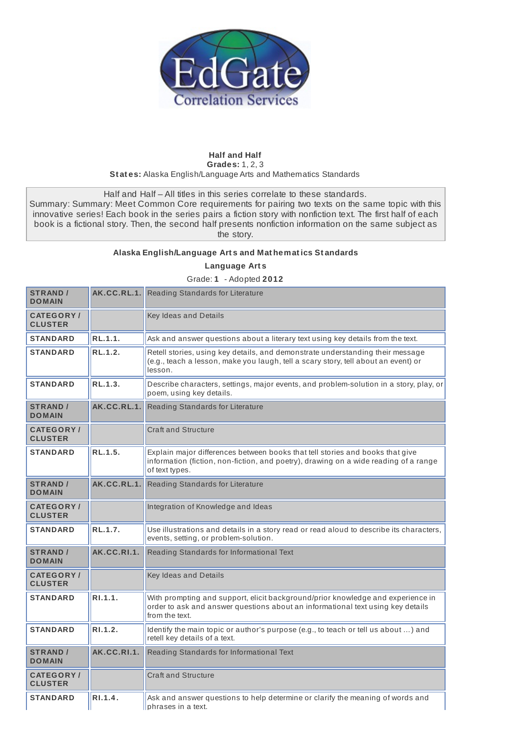EdGate Correlation Services

**Half and Half**
**Grades:** 1, 2, 3
**States:** Alaska English/Language Arts and Mathematics Standards

Half and Half – All titles in this series correlate to these standards.
Summary: Summary: Meet Common Core requirements for pairing two texts on the same topic with this innovative series! Each book in the series pairs a fiction story with nonfiction text. The first half of each book is a fictional story. Then, the second half presents nonfiction information on the same subject as the story.

**Alaska English/Language Arts and Mathematics Standards**

**Language Arts**

Grade: **1** - Adopted **2012**

| | | |
|---|---|---|
| **STRAND / DOMAIN** | **AK.CC.RL.1.** | Reading Standards for Literature |
| **CATEGORY / CLUSTER** | | Key Ideas and Details |
| **STANDARD** | **RL.1.1.** | Ask and answer questions about a literary text using key details from the text. |
| **STANDARD** | **RL.1.2.** | Retell stories, using key details, and demonstrate understanding their message (e.g., teach a lesson, make you laugh, tell a scary story, tell about an event) or lesson. |
| **STANDARD** | **RL.1.3.** | Describe characters, settings, major events, and problem-solution in a story, play, or poem, using key details. |
| **STRAND / DOMAIN** | **AK.CC.RL.1.** | Reading Standards for Literature |
| **CATEGORY / CLUSTER** | | Craft and Structure |
| **STANDARD** | **RL.1.5.** | Explain major differences between books that tell stories and books that give information (fiction, non-fiction, and poetry), drawing on a wide reading of a range of text types. |
| **STRAND / DOMAIN** | **AK.CC.RL.1.** | Reading Standards for Literature |
| **CATEGORY / CLUSTER** | | Integration of Knowledge and Ideas |
| **STANDARD** | **RL.1.7.** | Use illustrations and details in a story read or read aloud to describe its characters, events, setting, or problem-solution. |
| **STRAND / DOMAIN** | **AK.CC.RI.1.** | Reading Standards for Informational Text |
| **CATEGORY / CLUSTER** | | Key Ideas and Details |
| **STANDARD** | **RI.1.1.** | With prompting and support, elicit background/prior knowledge and experience in order to ask and answer questions about an informational text using key details from the text. |
| **STANDARD** | **RI.1.2.** | Identify the main topic or author's purpose (e.g., to teach or tell us about ...) and retell key details of a text. |
| **STRAND / DOMAIN** | **AK.CC.RI.1.** | Reading Standards for Informational Text |
| **CATEGORY / CLUSTER** | | Craft and Structure |
| **STANDARD** | **RI.1.4.** | Ask and answer questions to help determine or clarify the meaning of words and phrases in a text. |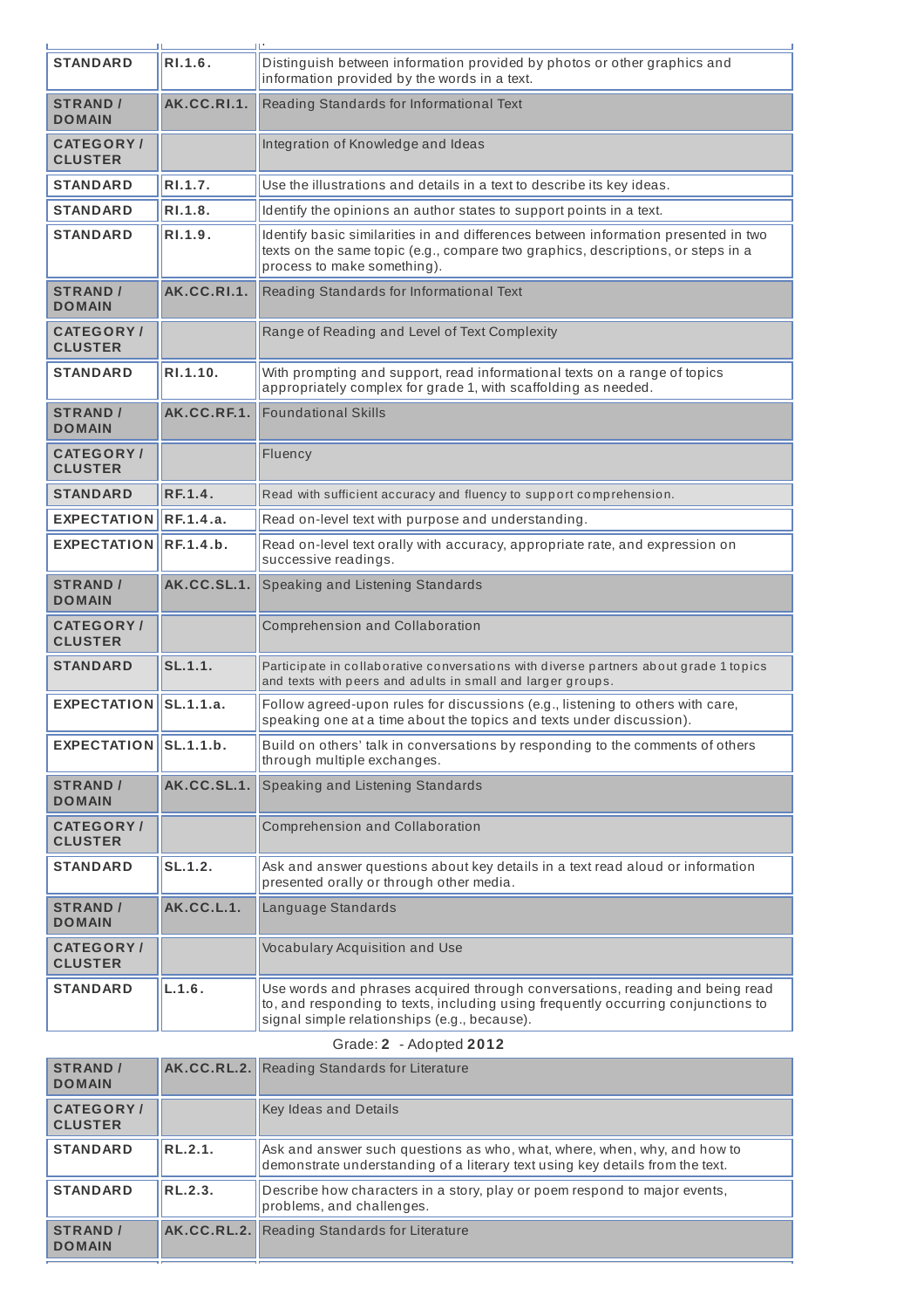| | | |
|---|---|---|
| STANDARD | RI.1.6. | Distinguish between information provided by photos or other graphics and information provided by the words in a text. |
| STRAND / DOMAIN | AK.CC.RI.1. | Reading Standards for Informational Text |
| CATEGORY / CLUSTER | | Integration of Knowledge and Ideas |
| STANDARD | RI.1.7. | Use the illustrations and details in a text to describe its key ideas. |
| STANDARD | RI.1.8. | Identify the opinions an author states to support points in a text. |
| STANDARD | RI.1.9. | Identify basic similarities in and differences between information presented in two texts on the same topic (e.g., compare two graphics, descriptions, or steps in a process to make something). |
| STRAND / DOMAIN | AK.CC.RI.1. | Reading Standards for Informational Text |
| CATEGORY / CLUSTER | | Range of Reading and Level of Text Complexity |
| STANDARD | RI.1.10. | With prompting and support, read informational texts on a range of topics appropriately complex for grade 1, with scaffolding as needed. |
| STRAND / DOMAIN | AK.CC.RF.1. | Foundational Skills |
| CATEGORY / CLUSTER | | Fluency |
| STANDARD | RF.1.4. | Read with sufficient accuracy and fluency to support comprehension. |
| EXPECTATION | RF.1.4.a. | Read on-level text with purpose and understanding. |
| EXPECTATION | RF.1.4.b. | Read on-level text orally with accuracy, appropriate rate, and expression on successive readings. |
| STRAND / DOMAIN | AK.CC.SL.1. | Speaking and Listening Standards |
| CATEGORY / CLUSTER | | Comprehension and Collaboration |
| STANDARD | SL.1.1. | Participate in collaborative conversations with diverse partners about grade 1 topics and texts with peers and adults in small and larger groups. |
| EXPECTATION | SL.1.1.a. | Follow agreed-upon rules for discussions (e.g., listening to others with care, speaking one at a time about the topics and texts under discussion). |
| EXPECTATION | SL.1.1.b. | Build on others' talk in conversations by responding to the comments of others through multiple exchanges. |
| STRAND / DOMAIN | AK.CC.SL.1. | Speaking and Listening Standards |
| CATEGORY / CLUSTER | | Comprehension and Collaboration |
| STANDARD | SL.1.2. | Ask and answer questions about key details in a text read aloud or information presented orally or through other media. |
| STRAND / DOMAIN | AK.CC.L.1. | Language Standards |
| CATEGORY / CLUSTER | | Vocabulary Acquisition and Use |
| STANDARD | L.1.6. | Use words and phrases acquired through conversations, reading and being read to, and responding to texts, including using frequently occurring conjunctions to signal simple relationships (e.g., because). |

Grade: **2** - Adopted **2012**

| | | |
|---|---|---|
| STRAND / DOMAIN | AK.CC.RL.2. | Reading Standards for Literature |
| CATEGORY / CLUSTER | | Key Ideas and Details |
| STANDARD | RL.2.1. | Ask and answer such questions as who, what, where, when, why, and how to demonstrate understanding of a literary text using key details from the text. |
| STANDARD | RL.2.3. | Describe how characters in a story, play or poem respond to major events, problems, and challenges. |
| STRAND / DOMAIN | AK.CC.RL.2. | Reading Standards for Literature |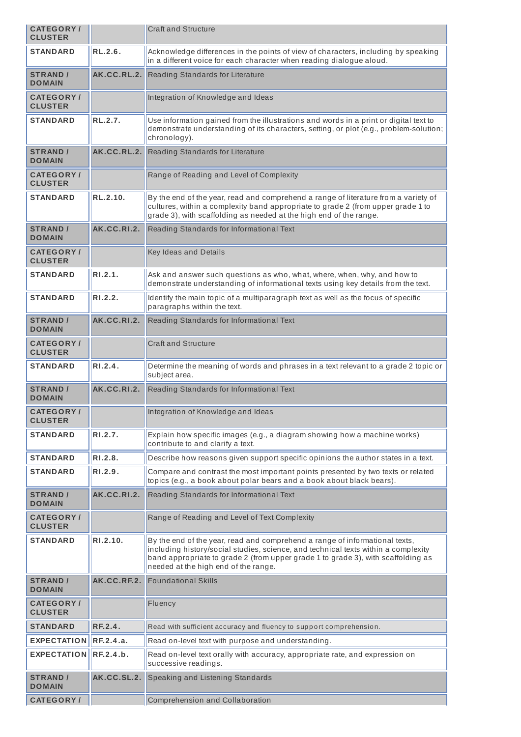| CATEGORY / CLUSTER | | Craft and Structure |
|---|---|---|
| STANDARD | RL.2.6. | Acknowledge differences in the points of view of characters, including by speaking in a different voice for each character when reading dialogue aloud. |
| STRAND / DOMAIN | AK.CC.RL.2. | Reading Standards for Literature |
| CATEGORY / CLUSTER | | Integration of Knowledge and Ideas |
| STANDARD | RL.2.7. | Use information gained from the illustrations and words in a print or digital text to demonstrate understanding of its characters, setting, or plot (e.g., problem-solution; chronology). |
| STRAND / DOMAIN | AK.CC.RL.2. | Reading Standards for Literature |
| CATEGORY / CLUSTER | | Range of Reading and Level of Complexity |
| STANDARD | RL.2.10. | By the end of the year, read and comprehend a range of literature from a variety of cultures, within a complexity band appropriate to grade 2 (from upper grade 1 to grade 3), with scaffolding as needed at the high end of the range. |
| STRAND / DOMAIN | AK.CC.RI.2. | Reading Standards for Informational Text |
| CATEGORY / CLUSTER | | Key Ideas and Details |
| STANDARD | RI.2.1. | Ask and answer such questions as who, what, where, when, why, and how to demonstrate understanding of informational texts using key details from the text. |
| STANDARD | RI.2.2. | Identify the main topic of a multiparagraph text as well as the focus of specific paragraphs within the text. |
| STRAND / DOMAIN | AK.CC.RI.2. | Reading Standards for Informational Text |
| CATEGORY / CLUSTER | | Craft and Structure |
| STANDARD | RI.2.4. | Determine the meaning of words and phrases in a text relevant to a grade 2 topic or subject area. |
| STRAND / DOMAIN | AK.CC.RI.2. | Reading Standards for Informational Text |
| CATEGORY / CLUSTER | | Integration of Knowledge and Ideas |
| STANDARD | RI.2.7. | Explain how specific images (e.g., a diagram showing how a machine works) contribute to and clarify a text. |
| STANDARD | RI.2.8. | Describe how reasons given support specific opinions the author states in a text. |
| STANDARD | RI.2.9. | Compare and contrast the most important points presented by two texts or related topics (e.g., a book about polar bears and a book about black bears). |
| STRAND / DOMAIN | AK.CC.RI.2. | Reading Standards for Informational Text |
| CATEGORY / CLUSTER | | Range of Reading and Level of Text Complexity |
| STANDARD | RI.2.10. | By the end of the year, read and comprehend a range of informational texts, including history/social studies, science, and technical texts within a complexity band appropriate to grade 2 (from upper grade 1 to grade 3), with scaffolding as needed at the high end of the range. |
| STRAND / DOMAIN | AK.CC.RF.2. | Foundational Skills |
| CATEGORY / CLUSTER | | Fluency |
| STANDARD | RF.2.4. | Read with sufficient accuracy and fluency to support comprehension. |
| EXPECTATION | RF.2.4.a. | Read on-level text with purpose and understanding. |
| EXPECTATION | RF.2.4.b. | Read on-level text orally with accuracy, appropriate rate, and expression on successive readings. |
| STRAND / DOMAIN | AK.CC.SL.2. | Speaking and Listening Standards |
| CATEGORY / | | Comprehension and Collaboration |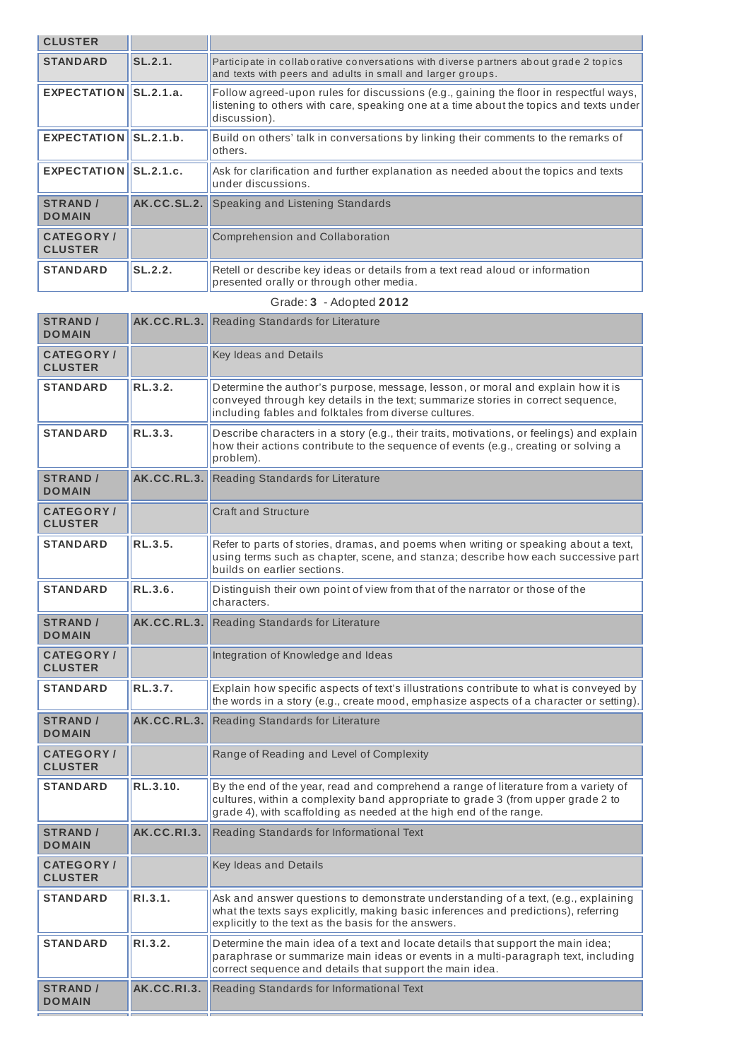| CLUSTER | | |
|---|---|---|
| STANDARD | SL.2.1. | Participate in collaborative conversations with diverse partners about grade 2 topics and texts with peers and adults in small and larger groups. |
| EXPECTATION | SL.2.1.a. | Follow agreed-upon rules for discussions (e.g., gaining the floor in respectful ways, listening to others with care, speaking one at a time about the topics and texts under discussion). |
| EXPECTATION | SL.2.1.b. | Build on others' talk in conversations by linking their comments to the remarks of others. |
| EXPECTATION | SL.2.1.c. | Ask for clarification and further explanation as needed about the topics and texts under discussions. |
| STRAND / DOMAIN | AK.CC.SL.2. | Speaking and Listening Standards |
| CATEGORY / CLUSTER | | Comprehension and Collaboration |
| STANDARD | SL.2.2. | Retell or describe key ideas or details from a text read aloud or information presented orally or through other media. |

Grade: **3** - Adopted **2012**

| STRAND / DOMAIN | AK.CC.RL.3. | Reading Standards for Literature |
|---|---|---|
| CATEGORY / CLUSTER | | Key Ideas and Details |
| STANDARD | RL.3.2. | Determine the author's purpose, message, lesson, or moral and explain how it is conveyed through key details in the text; summarize stories in correct sequence, including fables and folktales from diverse cultures. |
| STANDARD | RL.3.3. | Describe characters in a story (e.g., their traits, motivations, or feelings) and explain how their actions contribute to the sequence of events (e.g., creating or solving a problem). |
| STRAND / DOMAIN | AK.CC.RL.3. | Reading Standards for Literature |
| CATEGORY / CLUSTER | | Craft and Structure |
| STANDARD | RL.3.5. | Refer to parts of stories, dramas, and poems when writing or speaking about a text, using terms such as chapter, scene, and stanza; describe how each successive part builds on earlier sections. |
| STANDARD | RL.3.6. | Distinguish their own point of view from that of the narrator or those of the characters. |
| STRAND / DOMAIN | AK.CC.RL.3. | Reading Standards for Literature |
| CATEGORY / CLUSTER | | Integration of Knowledge and Ideas |
| STANDARD | RL.3.7. | Explain how specific aspects of text's illustrations contribute to what is conveyed by the words in a story (e.g., create mood, emphasize aspects of a character or setting). |
| STRAND / DOMAIN | AK.CC.RL.3. | Reading Standards for Literature |
| CATEGORY / CLUSTER | | Range of Reading and Level of Complexity |
| STANDARD | RL.3.10. | By the end of the year, read and comprehend a range of literature from a variety of cultures, within a complexity band appropriate to grade 3 (from upper grade 2 to grade 4), with scaffolding as needed at the high end of the range. |
| STRAND / DOMAIN | AK.CC.RI.3. | Reading Standards for Informational Text |
| CATEGORY / CLUSTER | | Key Ideas and Details |
| STANDARD | RI.3.1. | Ask and answer questions to demonstrate understanding of a text, (e.g., explaining what the texts says explicitly, making basic inferences and predictions), referring explicitly to the text as the basis for the answers. |
| STANDARD | RI.3.2. | Determine the main idea of a text and locate details that support the main idea; paraphrase or summarize main ideas or events in a multi-paragraph text, including correct sequence and details that support the main idea. |
| STRAND / DOMAIN | AK.CC.RI.3. | Reading Standards for Informational Text |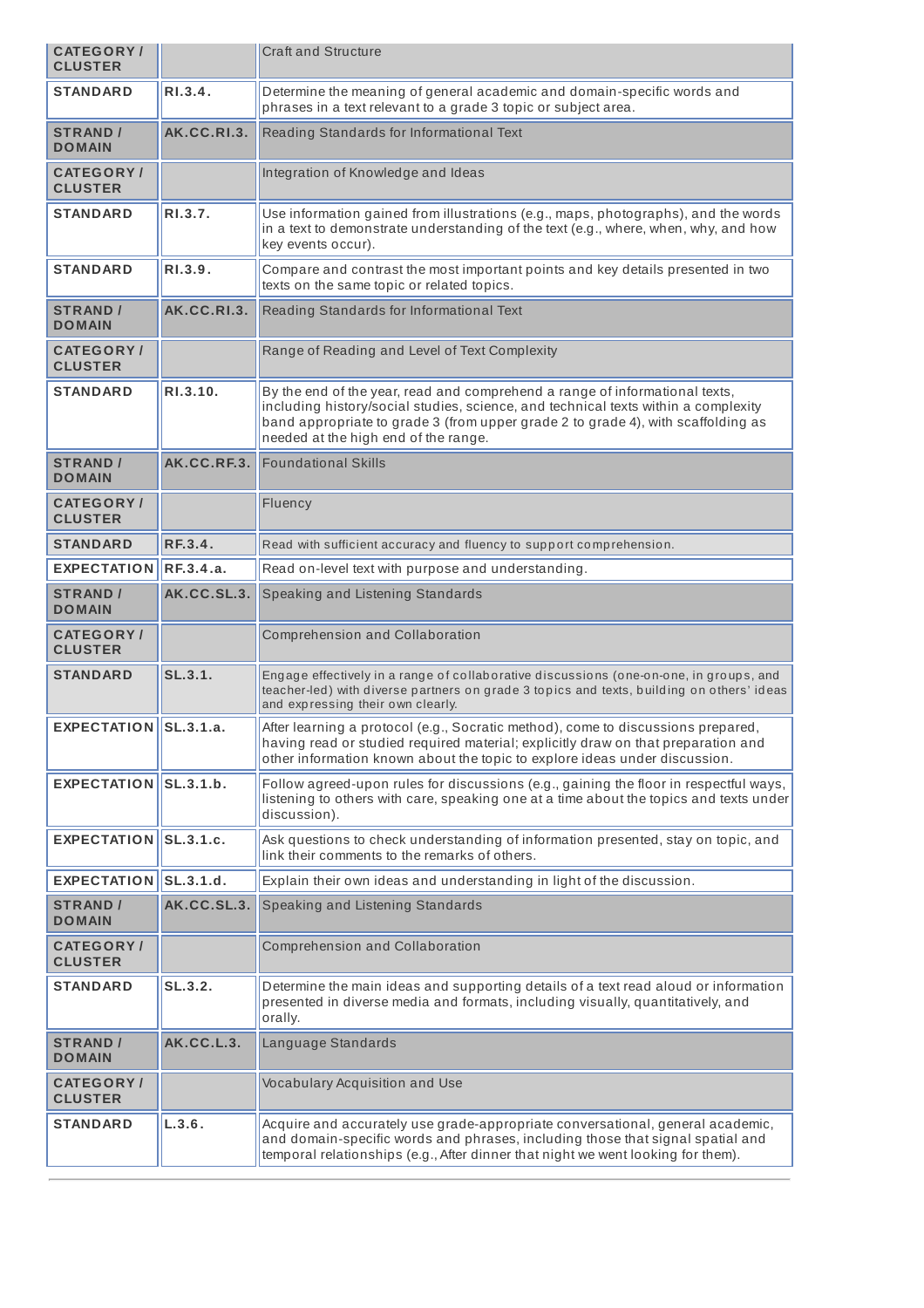| | | |
|---|---|---|
| **CATEGORY / CLUSTER** | | Craft and Structure |
| **STANDARD** | **RI.3.4.** | Determine the meaning of general academic and domain-specific words and phrases in a text relevant to a grade 3 topic or subject area. |
| **STRAND / DOMAIN** | **AK.CC.RI.3.** | Reading Standards for Informational Text |
| **CATEGORY / CLUSTER** | | Integration of Knowledge and Ideas |
| **STANDARD** | **RI.3.7.** | Use information gained from illustrations (e.g., maps, photographs), and the words in a text to demonstrate understanding of the text (e.g., where, when, why, and how key events occur). |
| **STANDARD** | **RI.3.9.** | Compare and contrast the most important points and key details presented in two texts on the same topic or related topics. |
| **STRAND / DOMAIN** | **AK.CC.RI.3.** | Reading Standards for Informational Text |
| **CATEGORY / CLUSTER** | | Range of Reading and Level of Text Complexity |
| **STANDARD** | **RI.3.10.** | By the end of the year, read and comprehend a range of informational texts, including history/social studies, science, and technical texts within a complexity band appropriate to grade 3 (from upper grade 2 to grade 4), with scaffolding as needed at the high end of the range. |
| **STRAND / DOMAIN** | **AK.CC.RF.3.** | Foundational Skills |
| **CATEGORY / CLUSTER** | | Fluency |
| **STANDARD** | **RF.3.4.** | Read with sufficient accuracy and fluency to support comprehension. |
| **EXPECTATION** | **RF.3.4.a.** | Read on-level text with purpose and understanding. |
| **STRAND / DOMAIN** | **AK.CC.SL.3.** | Speaking and Listening Standards |
| **CATEGORY / CLUSTER** | | Comprehension and Collaboration |
| **STANDARD** | **SL.3.1.** | Engage effectively in a range of collaborative discussions (one-on-one, in groups, and teacher-led) with diverse partners on grade 3 topics and texts, building on others' ideas and expressing their own clearly. |
| **EXPECTATION** | **SL.3.1.a.** | After learning a protocol (e.g., Socratic method), come to discussions prepared, having read or studied required material; explicitly draw on that preparation and other information known about the topic to explore ideas under discussion. |
| **EXPECTATION** | **SL.3.1.b.** | Follow agreed-upon rules for discussions (e.g., gaining the floor in respectful ways, listening to others with care, speaking one at a time about the topics and texts under discussion). |
| **EXPECTATION** | **SL.3.1.c.** | Ask questions to check understanding of information presented, stay on topic, and link their comments to the remarks of others. |
| **EXPECTATION** | **SL.3.1.d.** | Explain their own ideas and understanding in light of the discussion. |
| **STRAND / DOMAIN** | **AK.CC.SL.3.** | Speaking and Listening Standards |
| **CATEGORY / CLUSTER** | | Comprehension and Collaboration |
| **STANDARD** | **SL.3.2.** | Determine the main ideas and supporting details of a text read aloud or information presented in diverse media and formats, including visually, quantitatively, and orally. |
| **STRAND / DOMAIN** | **AK.CC.L.3.** | Language Standards |
| **CATEGORY / CLUSTER** | | Vocabulary Acquisition and Use |
| **STANDARD** | **L.3.6.** | Acquire and accurately use grade-appropriate conversational, general academic, and domain-specific words and phrases, including those that signal spatial and temporal relationships (e.g., After dinner that night we went looking for them). |